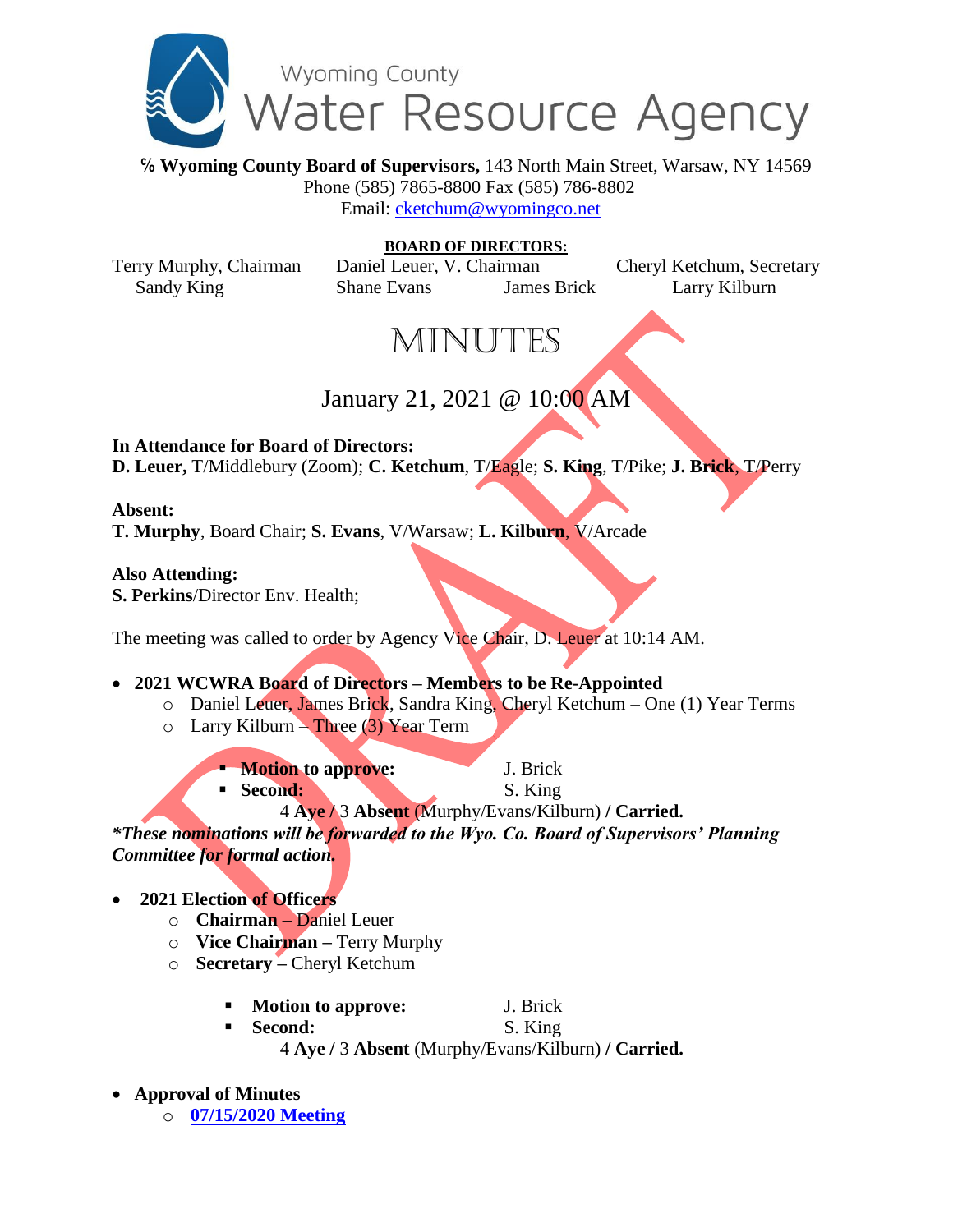# Wyoming County Water Resource Agency

**℅ Wyoming County Board of Supervisors,** 143 North Main Street, Warsaw, NY 14569
Phone (585) 7865-8800 Fax (585) 786-8802
Email: cketchum@wyomingco.net

**BOARD OF DIRECTORS:**

Terry Murphy, Chairman | Daniel Leuer, V. Chairman | Cheryl Ketchum, Secretary
Sandy King | Shane Evans | James Brick | Larry Kilburn

# MINUTES

## January 21, 2021 @ 10:00 AM

**In Attendance for Board of Directors:**
**D. Leuer,** T/Middlebury (Zoom); **C. Ketchum**, T/Eagle; **S. King**, T/Pike; **J. Brick**, T/Perry

**Absent:**
**T. Murphy**, Board Chair; **S. Evans**, V/Warsaw; **L. Kilburn**, V/Arcade

**Also Attending:**
**S. Perkins**/Director Env. Health;

The meeting was called to order by Agency Vice Chair, D. Leuer at 10:14 AM.

- **2021 WCWRA Board of Directors – Members to be Re-Appointed**
  - Daniel Leuer, James Brick, Sandra King, Cheryl Ketchum – One (1) Year Terms
  - Larry Kilburn – Three (3) Year Term
    - **Motion to approve:** J. Brick
    - **Second:** S. King

    4 **Aye /** 3 **Absent** (Murphy/Evans/Kilburn) **/ Carried.**

***These nominations will be forwarded to the Wyo. Co. Board of Supervisors' Planning Committee for formal action.***

- **2021 Election of Officers**
  - **Chairman –** Daniel Leuer
  - **Vice Chairman –** Terry Murphy
  - **Secretary –** Cheryl Ketchum
    - **Motion to approve:** J. Brick
    - **Second:** S. King

    4 **Aye /** 3 **Absent** (Murphy/Evans/Kilburn) **/ Carried.**

- **Approval of Minutes**
  - **07/15/2020 Meeting**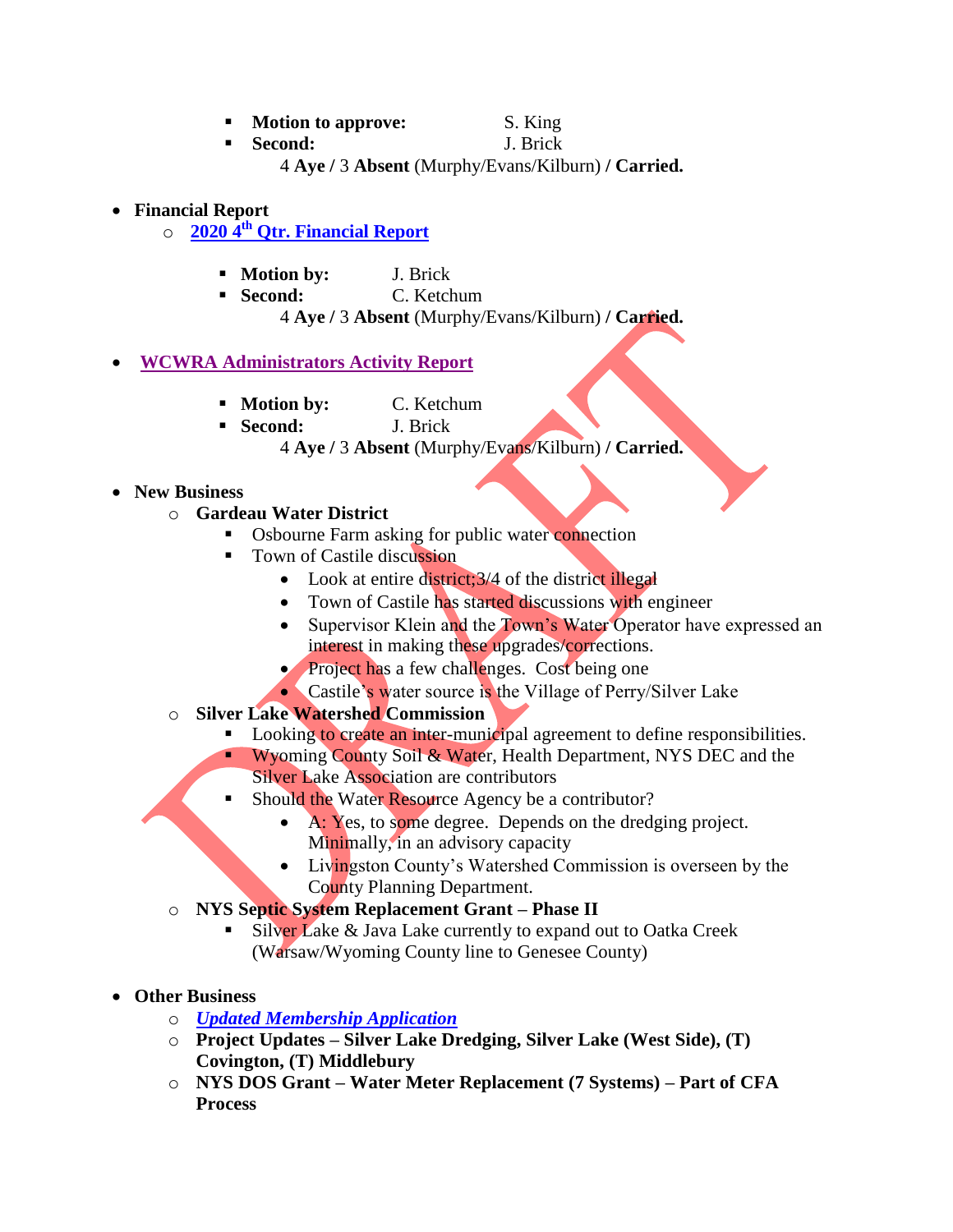- **Motion to approve:** S. King
- **Second:** J. Brick

4 **Aye /** 3 **Absent** (Murphy/Evans/Kilburn) **/ Carried.**

- **Financial Report**
  - **2020 4th Qtr. Financial Report**
    - **Motion by:** J. Brick
    - **Second:** C. Ketchum

    4 **Aye /** 3 **Absent** (Murphy/Evans/Kilburn) **/ Carried.**

- **WCWRA Administrators Activity Report**
  - **Motion by:** C. Ketchum
  - **Second:** J. Brick

  4 **Aye /** 3 **Absent** (Murphy/Evans/Kilburn) **/ Carried.**

- **New Business**
  - **Gardeau Water District**
    - Osbourne Farm asking for public water connection
    - Town of Castile discussion
      - Look at entire district;3/4 of the district illegal
      - Town of Castile has started discussions with engineer
      - Supervisor Klein and the Town's Water Operator have expressed an interest in making these upgrades/corrections.
      - Project has a few challenges. Cost being one
      - Castile's water source is the Village of Perry/Silver Lake
  - **Silver Lake Watershed Commission**
    - Looking to create an inter-municipal agreement to define responsibilities.
    - Wyoming County Soil & Water, Health Department, NYS DEC and the Silver Lake Association are contributors
    - Should the Water Resource Agency be a contributor?
      - A: Yes, to some degree. Depends on the dredging project. Minimally, in an advisory capacity
      - Livingston County's Watershed Commission is overseen by the County Planning Department.
  - **NYS Septic System Replacement Grant – Phase II**
    - Silver Lake & Java Lake currently to expand out to Oatka Creek (Warsaw/Wyoming County line to Genesee County)

- **Other Business**
  - ***Updated Membership Application***
  - **Project Updates – Silver Lake Dredging, Silver Lake (West Side), (T) Covington, (T) Middlebury**
  - **NYS DOS Grant – Water Meter Replacement (7 Systems) – Part of CFA Process**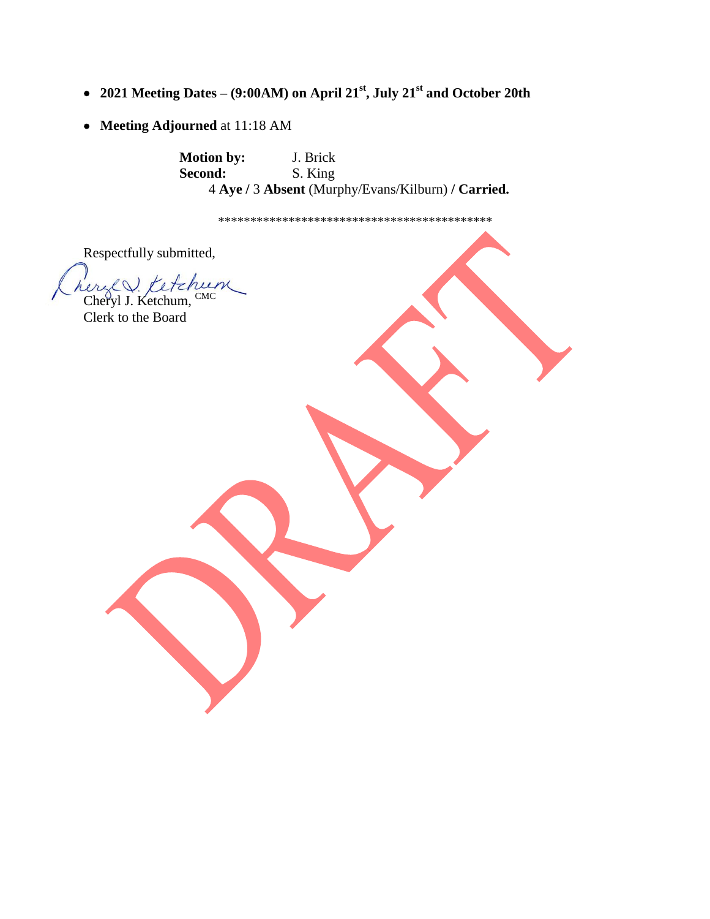- **2021 Meeting Dates – (9:00AM) on April 21st, July 21st and October 20th**

- **Meeting Adjourned** at 11:18 AM

**Motion by:** J. Brick
**Second:** S. King
4 **Aye /** 3 **Absent** (Murphy/Evans/Kilburn) **/ Carried.**

*******************************************

Respectfully submitted,

Cheryl J. Ketchum, CMC
Clerk to the Board

DRAFT